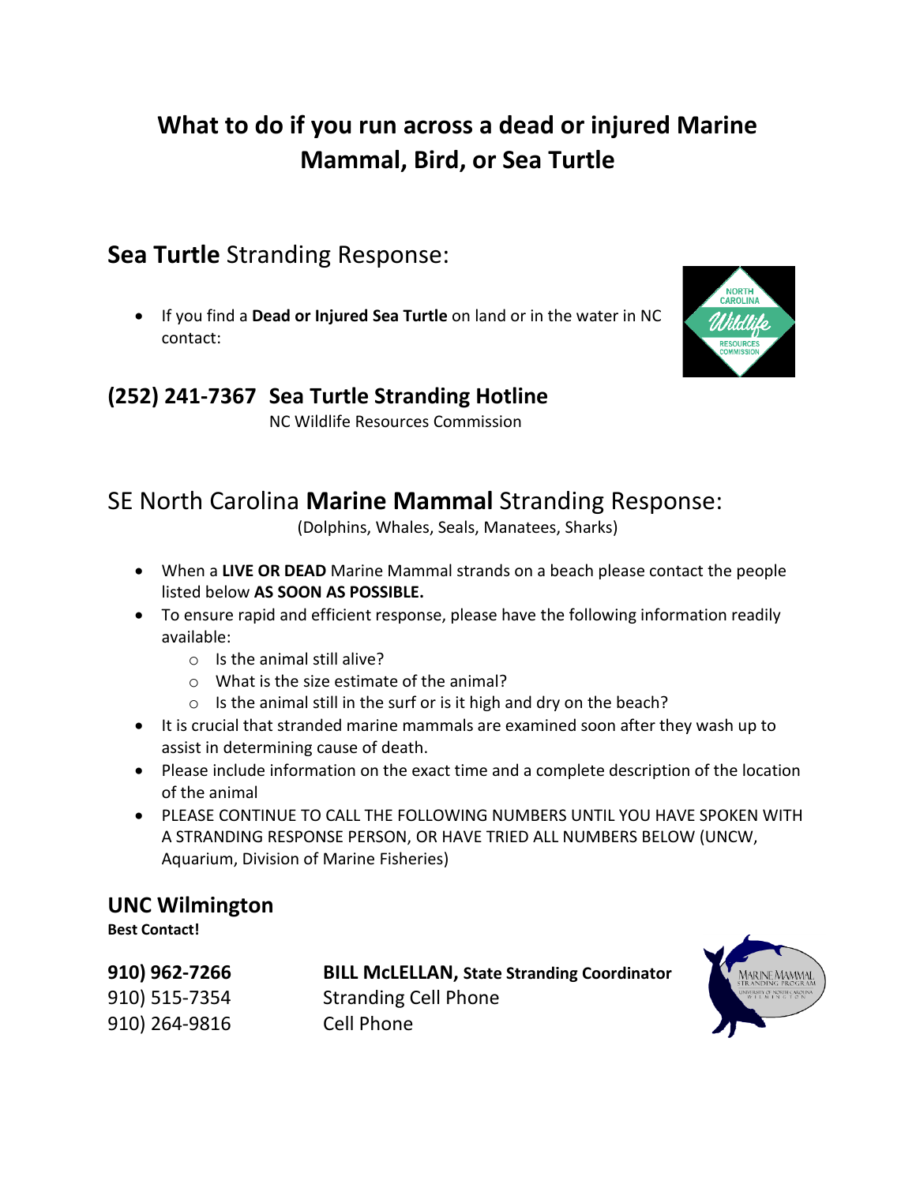# What to do if you run across a dead or injured Marine Mammal, Bird, or Sea Turtle

## **Sea Turtle** Stranding Response:

- If you find a **Dead or Injured Sea Turtle** on land or in the water in NC contact:

### (252) 241-7367 Sea Turtle Stranding Hotline

NC Wildlife Resources Commission

## SE North Carolina **Marine Mammal** Stranding Response:

(Dolphins, Whales, Seals, Manatees, Sharks)

- When a **LIVE OR DEAD** Marine Mammal strands on a beach please contact the people listed below **AS SOON AS POSSIBLE.**
- To ensure rapid and efficient response, please have the following information readily available:
  - Is the animal still alive?
  - What is the size estimate of the animal?
  - Is the animal still in the surf or is it high and dry on the beach?
- It is crucial that stranded marine mammals are examined soon after they wash up to assist in determining cause of death.
- Please include information on the exact time and a complete description of the location of the animal
- PLEASE CONTINUE TO CALL THE FOLLOWING NUMBERS UNTIL YOU HAVE SPOKEN WITH A STRANDING RESPONSE PERSON, OR HAVE TRIED ALL NUMBERS BELOW (UNCW, Aquarium, Division of Marine Fisheries)

### UNC Wilmington

**Best Contact!**

**910) 962-7266** **BILL McLELLAN, State Stranding Coordinator**
910) 515-7354 Stranding Cell Phone
910) 264-9816 Cell Phone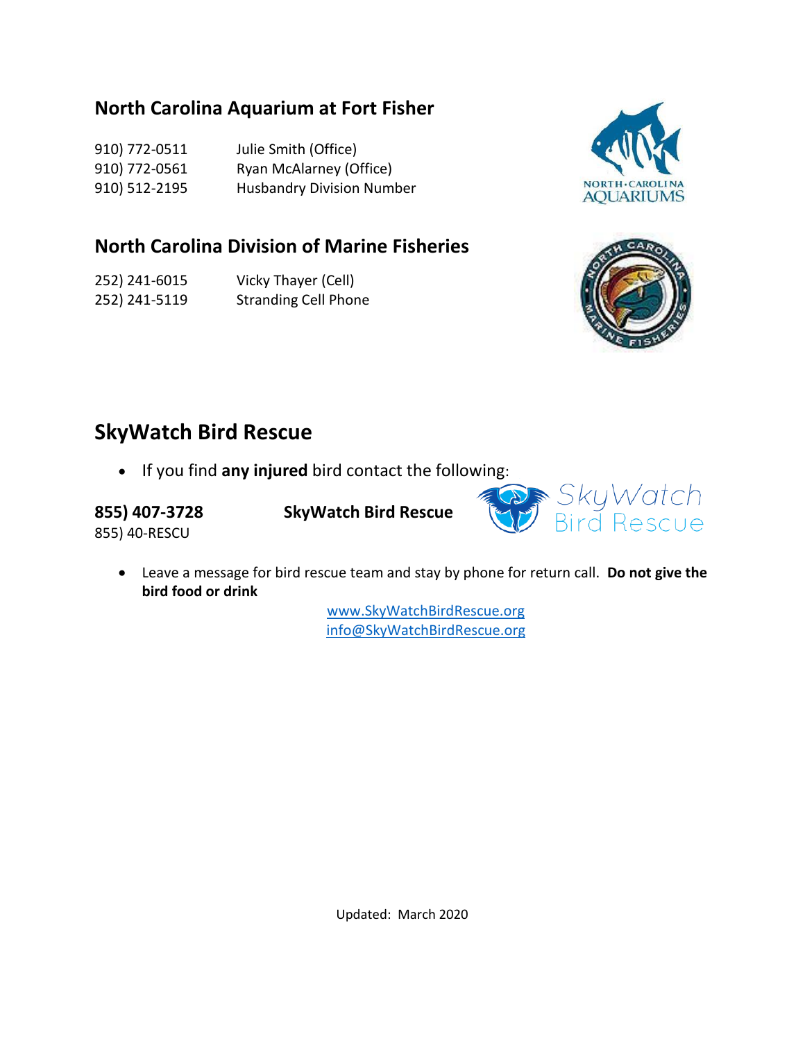## North Carolina Aquarium at Fort Fisher

| | |
|---|---|
| 910) 772-0511 | Julie Smith (Office) |
| 910) 772-0561 | Ryan McAlarney (Office) |
| 910) 512-2195 | Husbandry Division Number |

## North Carolina Division of Marine Fisheries

| | |
|---|---|
| 252) 241-6015 | Vicky Thayer (Cell) |
| 252) 241-5119 | Stranding Cell Phone |

## SkyWatch Bird Rescue

- If you find **any injured** bird contact the following:

**855) 407-3728** **SkyWatch Bird Rescue**
855) 40-RESCU

- Leave a message for bird rescue team and stay by phone for return call. **Do not give the bird food or drink**

www.SkyWatchBirdRescue.org
info@SkyWatchBirdRescue.org

Updated: March 2020